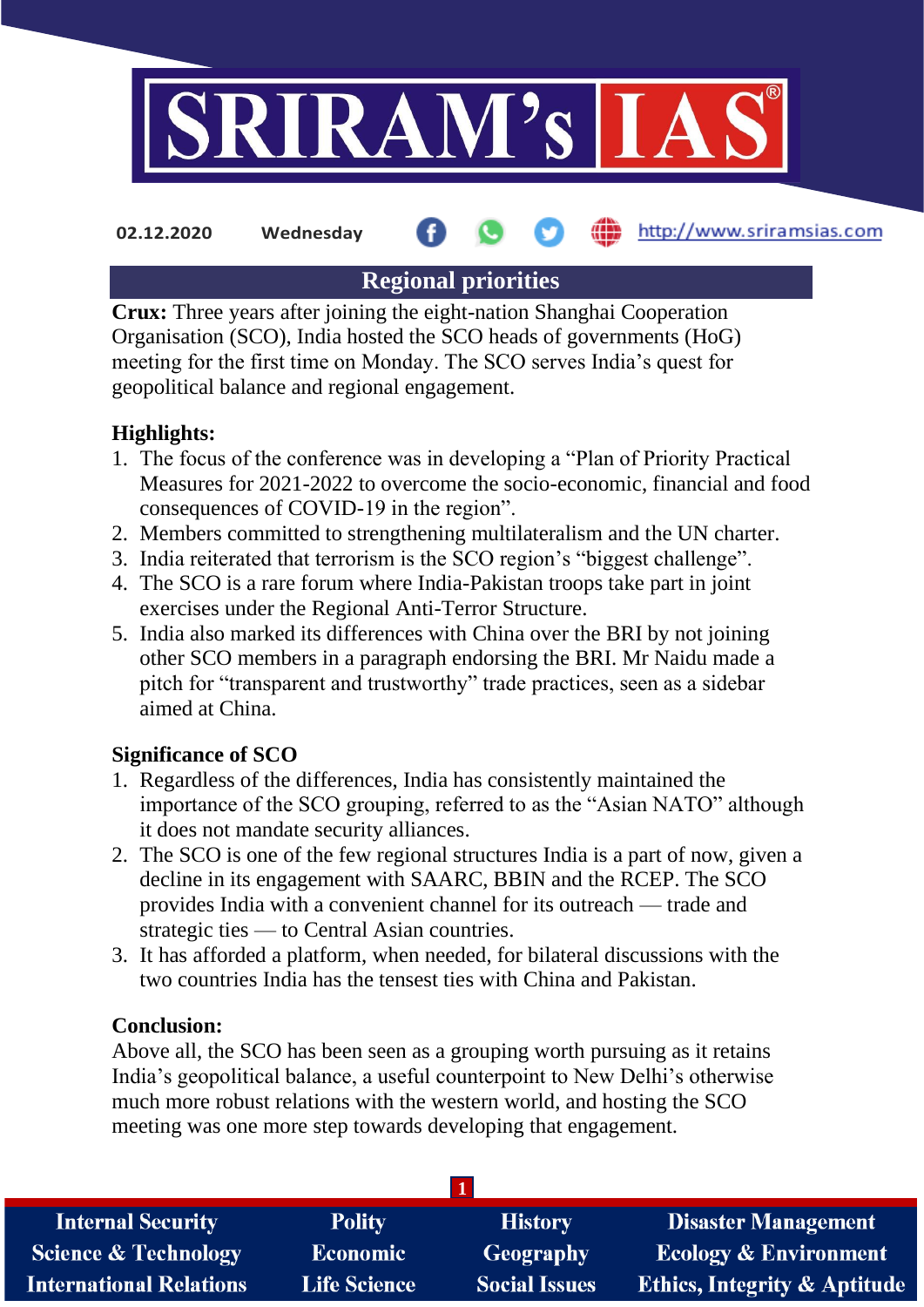# Regional priorities

**Crux:** Three years after joining the eight-nation Shanghai Cooperation Organisation (SCO), India hosted the SCO heads of governments (HoG) meeting for the first time on Monday. The SCO serves India's quest for geopolitical balance and regional engagement.

**Highlights:**

1. The focus of the conference was in developing a "Plan of Priority Practical Measures for 2021-2022 to overcome the socio-economic, financial and food consequences of COVID-19 in the region".
2. Members committed to strengthening multilateralism and the UN charter.
3. India reiterated that terrorism is the SCO region's "biggest challenge".
4. The SCO is a rare forum where India-Pakistan troops take part in joint exercises under the Regional Anti-Terror Structure.
5. India also marked its differences with China over the BRI by not joining other SCO members in a paragraph endorsing the BRI. Mr Naidu made a pitch for "transparent and trustworthy" trade practices, seen as a sidebar aimed at China.

**Significance of SCO**

1. Regardless of the differences, India has consistently maintained the importance of the SCO grouping, referred to as the "Asian NATO" although it does not mandate security alliances.
2. The SCO is one of the few regional structures India is a part of now, given a decline in its engagement with SAARC, BBIN and the RCEP. The SCO provides India with a convenient channel for its outreach — trade and strategic ties — to Central Asian countries.
3. It has afforded a platform, when needed, for bilateral discussions with the two countries India has the tensest ties with China and Pakistan.

**Conclusion:**

Above all, the SCO has been seen as a grouping worth pursuing as it retains India's geopolitical balance, a useful counterpoint to New Delhi's otherwise much more robust relations with the western world, and hosting the SCO meeting was one more step towards developing that engagement.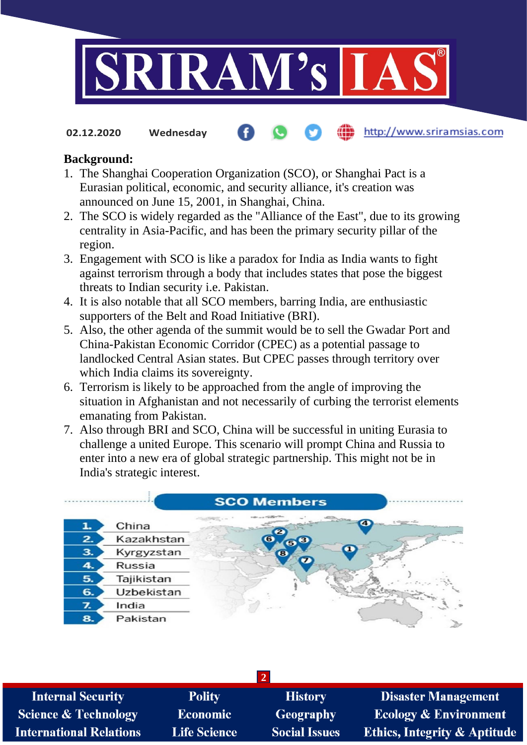**Background:**

1. The Shanghai Cooperation Organization (SCO), or Shanghai Pact is a Eurasian political, economic, and security alliance, it's creation was announced on June 15, 2001, in Shanghai, China.
2. The SCO is widely regarded as the "Alliance of the East", due to its growing centrality in Asia-Pacific, and has been the primary security pillar of the region.
3. Engagement with SCO is like a paradox for India as India wants to fight against terrorism through a body that includes states that pose the biggest threats to Indian security i.e. Pakistan.
4. It is also notable that all SCO members, barring India, are enthusiastic supporters of the Belt and Road Initiative (BRI).
5. Also, the other agenda of the summit would be to sell the Gwadar Port and China-Pakistan Economic Corridor (CPEC) as a potential passage to landlocked Central Asian states. But CPEC passes through territory over which India claims its sovereignty.
6. Terrorism is likely to be approached from the angle of improving the situation in Afghanistan and not necessarily of curbing the terrorist elements emanating from Pakistan.
7. Also through BRI and SCO, China will be successful in uniting Eurasia to challenge a united Europe. This scenario will prompt China and Russia to enter into a new era of global strategic partnership. This might not be in India's strategic interest.

**SCO Members**

1. China
2. Kazakhstan
3. Kyrgyzstan
4. Russia
5. Tajikistan
6. Uzbekistan
7. India
8. Pakistan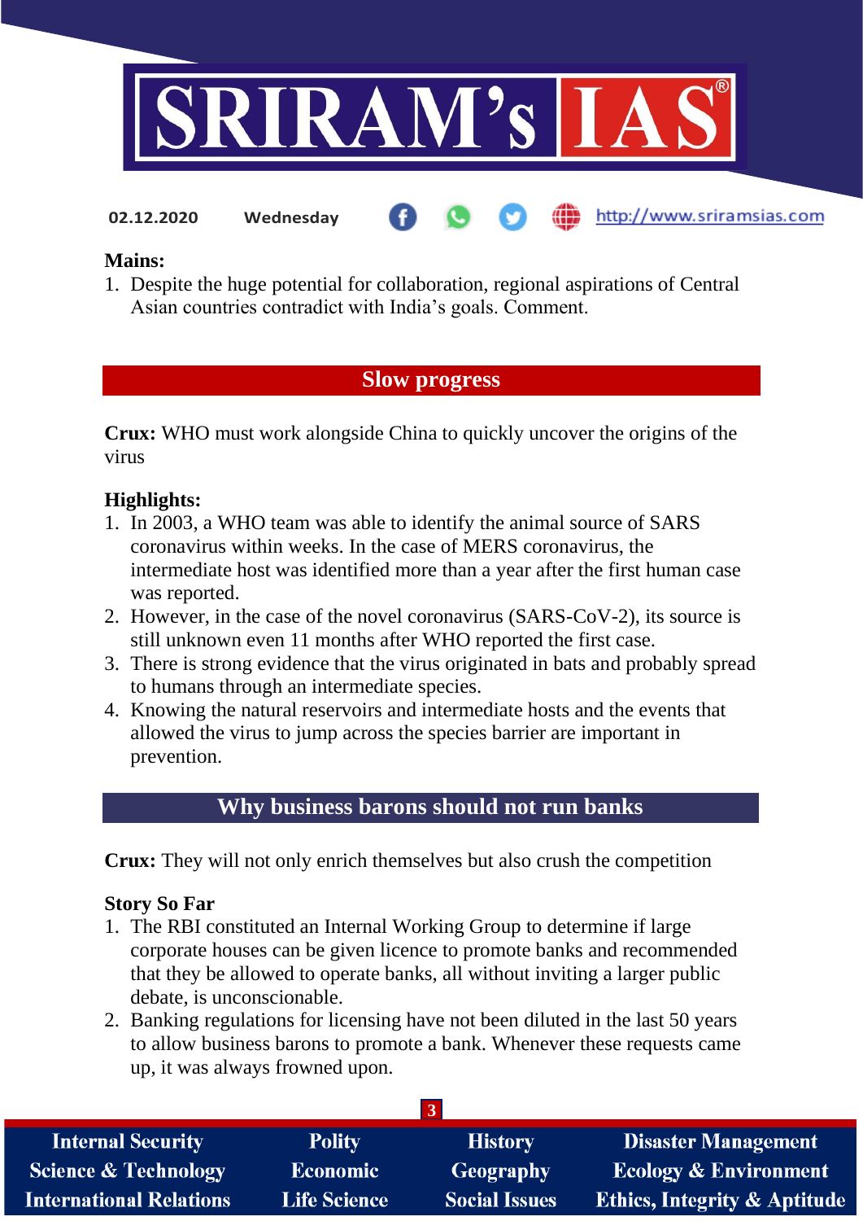**Mains:**

1. Despite the huge potential for collaboration, regional aspirations of Central Asian countries contradict with India's goals. Comment.

## Slow progress

**Crux:** WHO must work alongside China to quickly uncover the origins of the virus

**Highlights:**

1. In 2003, a WHO team was able to identify the animal source of SARS coronavirus within weeks. In the case of MERS coronavirus, the intermediate host was identified more than a year after the first human case was reported.
2. However, in the case of the novel coronavirus (SARS-CoV-2), its source is still unknown even 11 months after WHO reported the first case.
3. There is strong evidence that the virus originated in bats and probably spread to humans through an intermediate species.
4. Knowing the natural reservoirs and intermediate hosts and the events that allowed the virus to jump across the species barrier are important in prevention.

## Why business barons should not run banks

**Crux:** They will not only enrich themselves but also crush the competition

**Story So Far**

1. The RBI constituted an Internal Working Group to determine if large corporate houses can be given licence to promote banks and recommended that they be allowed to operate banks, all without inviting a larger public debate, is unconscionable.
2. Banking regulations for licensing have not been diluted in the last 50 years to allow business barons to promote a bank. Whenever these requests came up, it was always frowned upon.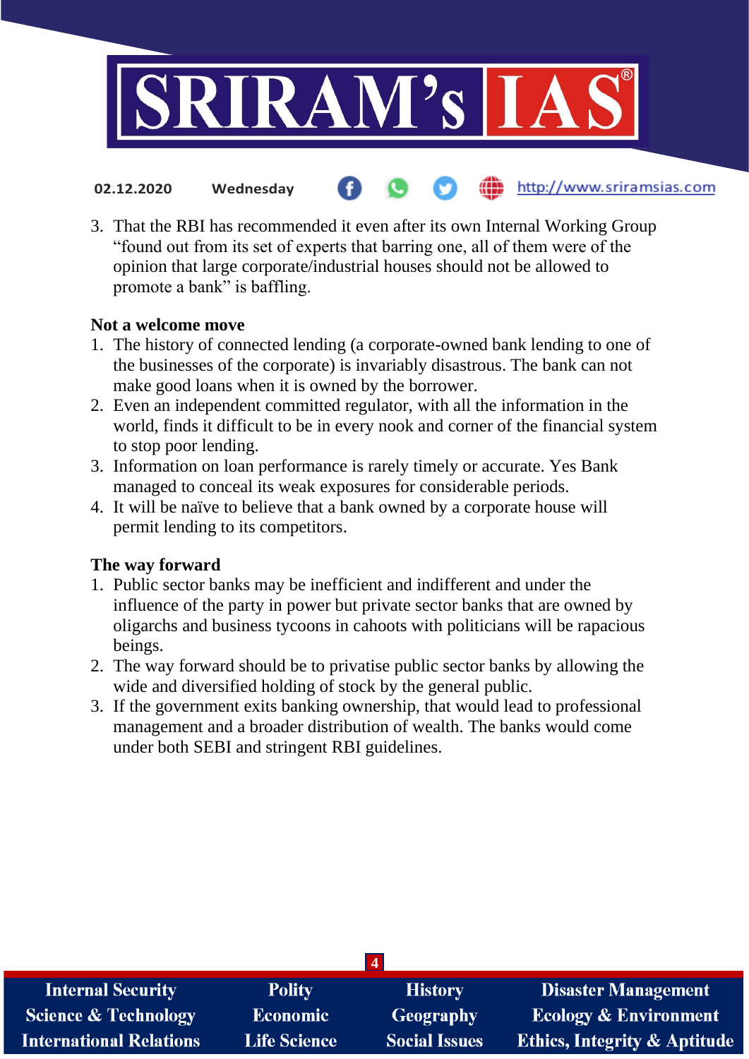3. That the RBI has recommended it even after its own Internal Working Group "found out from its set of experts that barring one, all of them were of the opinion that large corporate/industrial houses should not be allowed to promote a bank" is baffling.

**Not a welcome move**

1. The history of connected lending (a corporate-owned bank lending to one of the businesses of the corporate) is invariably disastrous. The bank can not make good loans when it is owned by the borrower.
2. Even an independent committed regulator, with all the information in the world, finds it difficult to be in every nook and corner of the financial system to stop poor lending.
3. Information on loan performance is rarely timely or accurate. Yes Bank managed to conceal its weak exposures for considerable periods.
4. It will be naïve to believe that a bank owned by a corporate house will permit lending to its competitors.

**The way forward**

1. Public sector banks may be inefficient and indifferent and under the influence of the party in power but private sector banks that are owned by oligarchs and business tycoons in cahoots with politicians will be rapacious beings.
2. The way forward should be to privatise public sector banks by allowing the wide and diversified holding of stock by the general public.
3. If the government exits banking ownership, that would lead to professional management and a broader distribution of wealth. The banks would come under both SEBI and stringent RBI guidelines.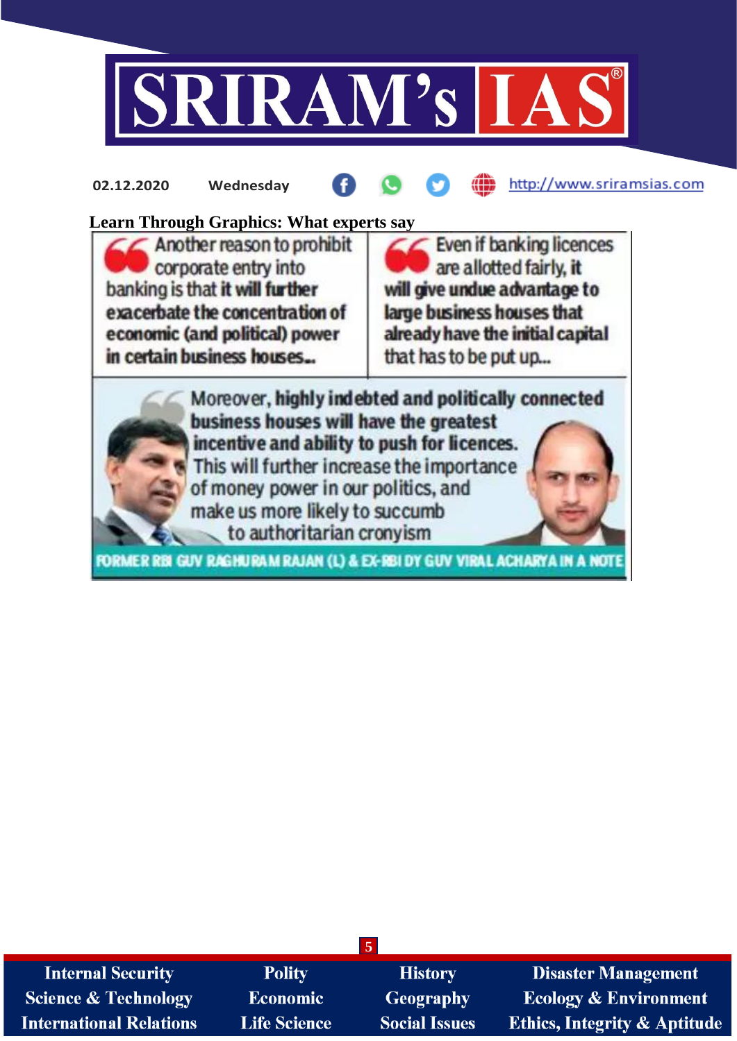**Learn Through Graphics: What experts say**

"Another reason to prohibit corporate entry into banking is that **it will further exacerbate the concentration of economic (and political) power in certain business houses...**

"Even if banking licences are allotted fairly, it **will give undue advantage to large business houses that already have the initial capital** that has to be put up...

"Moreover, **highly indebted and politically connected business houses will have the greatest incentive and ability to push for licences.** This will further increase the importance of money power in our politics, and make us more likely to succumb to authoritarian cronyism

FORMER RBI GUV RAGHURAM RAJAN (L) & EX-RBI DY GUV VIRAL ACHARYA IN A NOTE